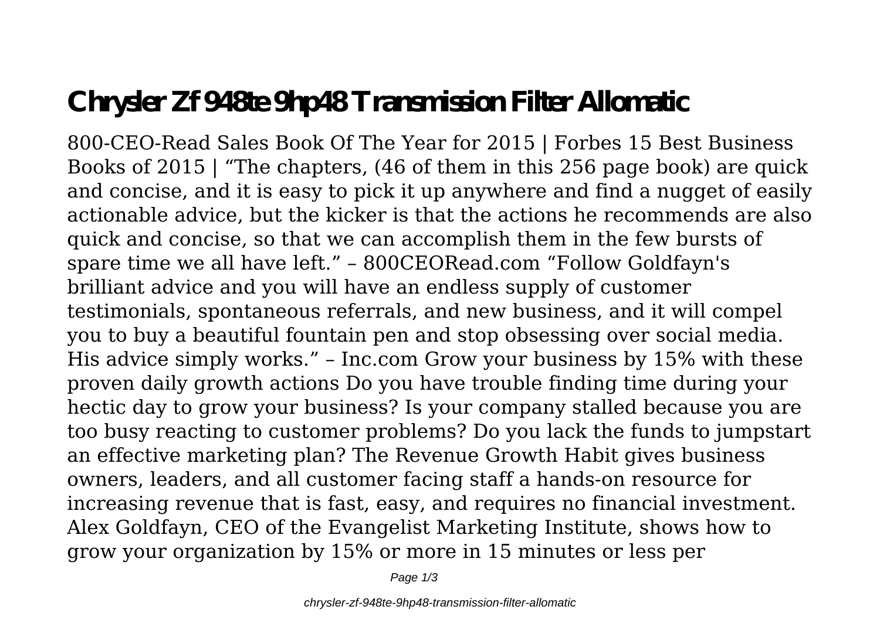# Chrysler Zf 948te 9hp48 Transmission Filter Allomatic

800-CEO-Read Sales Book Of The Year for 2015 | Forbes 15 Best Business Books of 2015 | "The chapters, (46 of them in this 256 page book) are quick and concise, and it is easy to pick it up anywhere and find a nugget of easily actionable advice, but the kicker is that the actions he recommends are also quick and concise, so that we can accomplish them in the few bursts of spare time we all have left." – 800CEORead.com "Follow Goldfayn's brilliant advice and you will have an endless supply of customer testimonials, spontaneous referrals, and new business, and it will compel you to buy a beautiful fountain pen and stop obsessing over social media. His advice simply works." – Inc.com Grow your business by 15% with these proven daily growth actions Do you have trouble finding time during your hectic day to grow your business? Is your company stalled because you are too busy reacting to customer problems? Do you lack the funds to jumpstart an effective marketing plan? The Revenue Growth Habit gives business owners, leaders, and all customer facing staff a hands-on resource for increasing revenue that is fast, easy, and requires no financial investment. Alex Goldfayn, CEO of the Evangelist Marketing Institute, shows how to grow your organization by 15% or more in 15 minutes or less per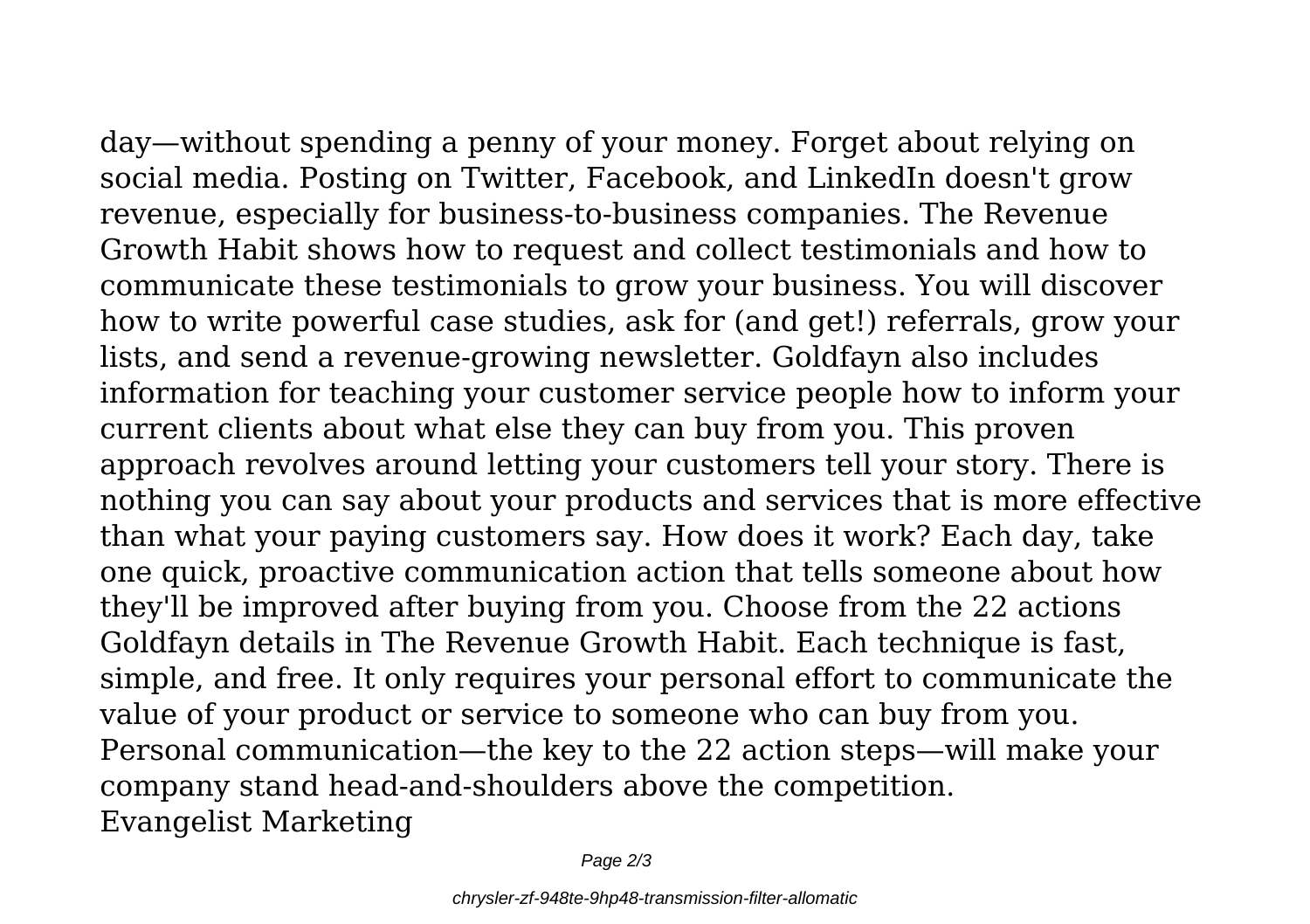day—without spending a penny of your money. Forget about relying on social media. Posting on Twitter, Facebook, and LinkedIn doesn't grow revenue, especially for business-to-business companies. The Revenue Growth Habit shows how to request and collect testimonials and how to communicate these testimonials to grow your business. You will discover how to write powerful case studies, ask for (and get!) referrals, grow your lists, and send a revenue-growing newsletter. Goldfayn also includes information for teaching your customer service people how to inform your current clients about what else they can buy from you. This proven approach revolves around letting your customers tell your story. There is nothing you can say about your products and services that is more effective than what your paying customers say. How does it work? Each day, take one quick, proactive communication action that tells someone about how they'll be improved after buying from you. Choose from the 22 actions Goldfayn details in The Revenue Growth Habit. Each technique is fast, simple, and free. It only requires your personal effort to communicate the value of your product or service to someone who can buy from you. Personal communication—the key to the 22 action steps—will make your company stand head-and-shoulders above the competition.

Evangelist Marketing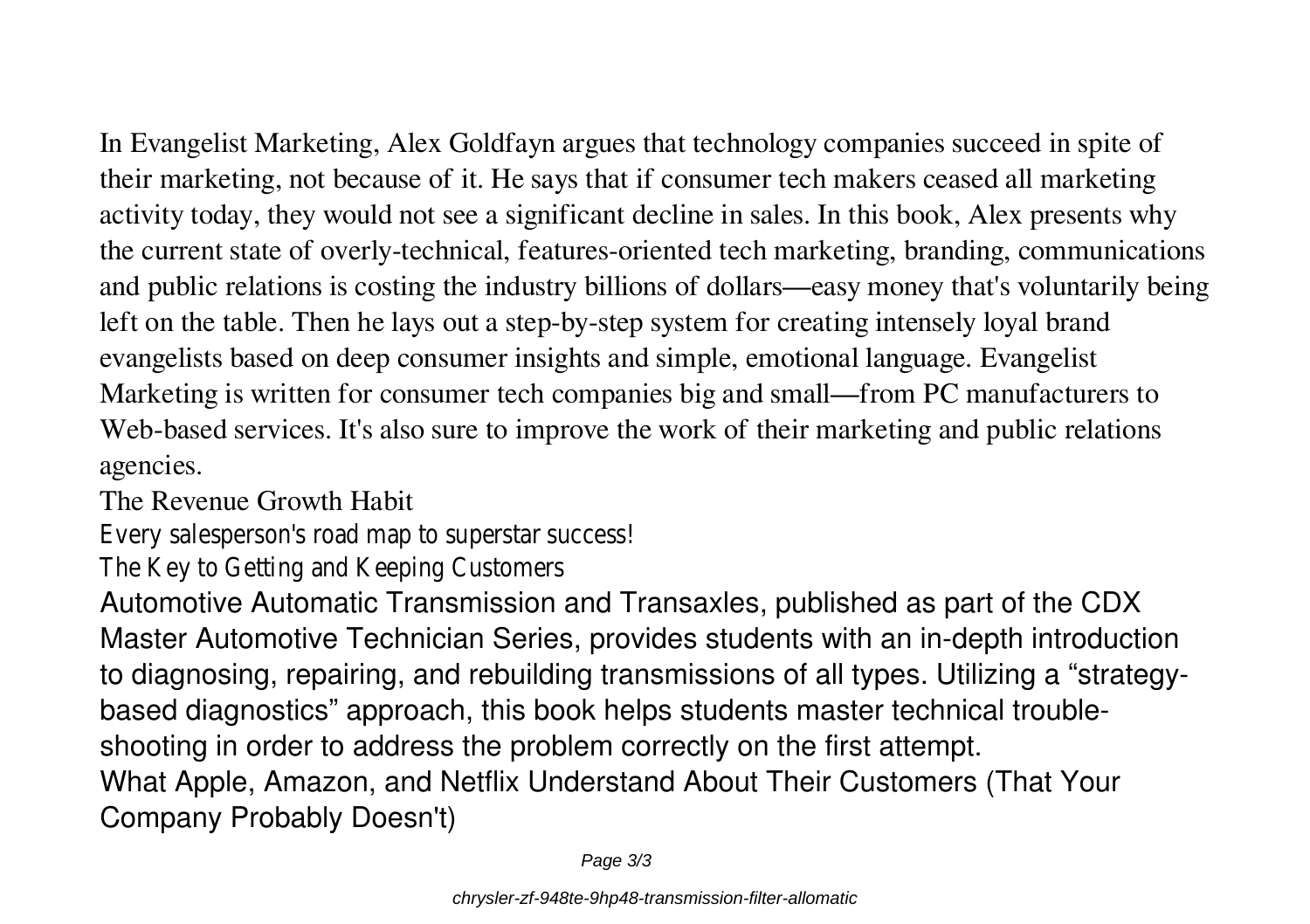In Evangelist Marketing, Alex Goldfayn argues that technology companies succeed in spite of their marketing, not because of it. He says that if consumer tech makers ceased all marketing activity today, they would not see a significant decline in sales. In this book, Alex presents why the current state of overly-technical, features-oriented tech marketing, branding, communications and public relations is costing the industry billions of dollars—easy money that's voluntarily being left on the table. Then he lays out a step-by-step system for creating intensely loyal brand evangelists based on deep consumer insights and simple, emotional language. Evangelist Marketing is written for consumer tech companies big and small—from PC manufacturers to Web-based services. It's also sure to improve the work of their marketing and public relations agencies.

The Revenue Growth Habit

Every salesperson's road map to superstar success!

The Key to Getting and Keeping Customers

Automotive Automatic Transmission and Transaxles, published as part of the CDX Master Automotive Technician Series, provides students with an in-depth introduction to diagnosing, repairing, and rebuilding transmissions of all types. Utilizing a "strategy-based diagnostics" approach, this book helps students master technical trouble-shooting in order to address the problem correctly on the first attempt.

What Apple, Amazon, and Netflix Understand About Their Customers (That Your Company Probably Doesn't)